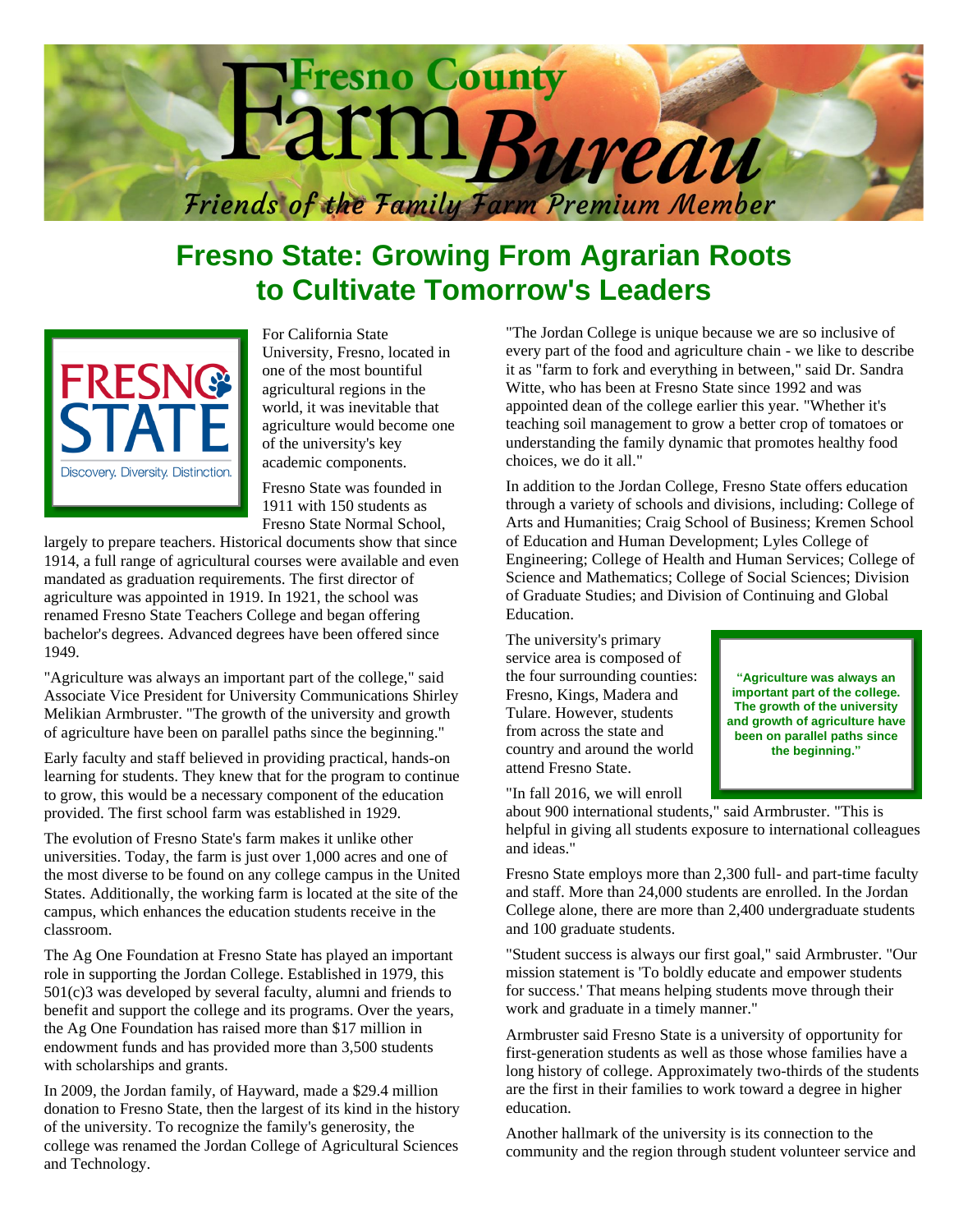# Fresno County Farm Bureau

*Friends of the Family Farm Premium Member*

## Fresno State: Growing From Agrarian Roots to Cultivate Tomorrow's Leaders

For California State University, Fresno, located in one of the most bountiful agricultural regions in the world, it was inevitable that agriculture would become one of the university's key academic components.

Fresno State was founded in 1911 with 150 students as Fresno State Normal School, largely to prepare teachers. Historical documents show that since 1914, a full range of agricultural courses were available and even mandated as graduation requirements. The first director of agriculture was appointed in 1919. In 1921, the school was renamed Fresno State Teachers College and began offering bachelor's degrees. Advanced degrees have been offered since 1949.

"Agriculture was always an important part of the college," said Associate Vice President for University Communications Shirley Melikian Armbruster. "The growth of the university and growth of agriculture have been on parallel paths since the beginning."

Early faculty and staff believed in providing practical, hands-on learning for students. They knew that for the program to continue to grow, this would be a necessary component of the education provided. The first school farm was established in 1929.

The evolution of Fresno State's farm makes it unlike other universities. Today, the farm is just over 1,000 acres and one of the most diverse to be found on any college campus in the United States. Additionally, the working farm is located at the site of the campus, which enhances the education students receive in the classroom.

The Ag One Foundation at Fresno State has played an important role in supporting the Jordan College. Established in 1979, this 501(c)3 was developed by several faculty, alumni and friends to benefit and support the college and its programs. Over the years, the Ag One Foundation has raised more than $17 million in endowment funds and has provided more than 3,500 students with scholarships and grants.

In 2009, the Jordan family, of Hayward, made a $29.4 million donation to Fresno State, then the largest of its kind in the history of the university. To recognize the family's generosity, the college was renamed the Jordan College of Agricultural Sciences and Technology.

"The Jordan College is unique because we are so inclusive of every part of the food and agriculture chain - we like to describe it as "farm to fork and everything in between," said Dr. Sandra Witte, who has been at Fresno State since 1992 and was appointed dean of the college earlier this year. "Whether it's teaching soil management to grow a better crop of tomatoes or understanding the family dynamic that promotes healthy food choices, we do it all."

In addition to the Jordan College, Fresno State offers education through a variety of schools and divisions, including: College of Arts and Humanities; Craig School of Business; Kremen School of Education and Human Development; Lyles College of Engineering; College of Health and Human Services; College of Science and Mathematics; College of Social Sciences; Division of Graduate Studies; and Division of Continuing and Global Education.

The university's primary service area is composed of the four surrounding counties: Fresno, Kings, Madera and Tulare. However, students from across the state and country and around the world attend Fresno State.

> **"Agriculture was always an important part of the college. The growth of the university and growth of agriculture have been on parallel paths since the beginning."**

"In fall 2016, we will enroll about 900 international students," said Armbruster. "This is helpful in giving all students exposure to international colleagues and ideas."

Fresno State employs more than 2,300 full- and part-time faculty and staff. More than 24,000 students are enrolled. In the Jordan College alone, there are more than 2,400 undergraduate students and 100 graduate students.

"Student success is always our first goal," said Armbruster. "Our mission statement is 'To boldly educate and empower students for success.' That means helping students move through their work and graduate in a timely manner."

Armbruster said Fresno State is a university of opportunity for first-generation students as well as those whose families have a long history of college. Approximately two-thirds of the students are the first in their families to work toward a degree in higher education.

Another hallmark of the university is its connection to the community and the region through student volunteer service and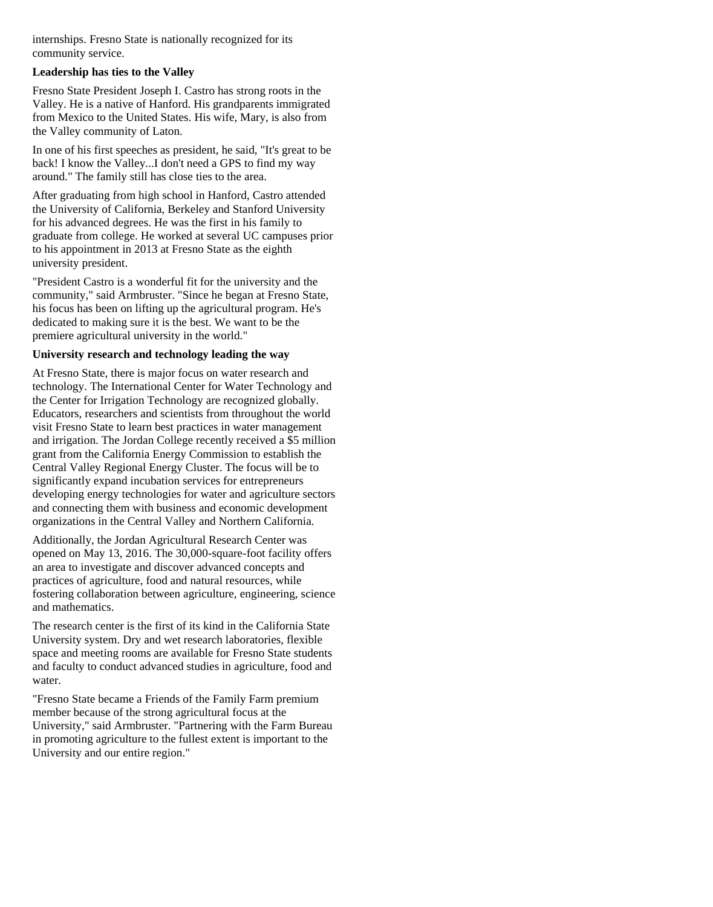internships. Fresno State is nationally recognized for its community service.

**Leadership has ties to the Valley**

Fresno State President Joseph I. Castro has strong roots in the Valley. He is a native of Hanford. His grandparents immigrated from Mexico to the United States. His wife, Mary, is also from the Valley community of Laton.

In one of his first speeches as president, he said, "It's great to be back! I know the Valley...I don't need a GPS to find my way around." The family still has close ties to the area.

After graduating from high school in Hanford, Castro attended the University of California, Berkeley and Stanford University for his advanced degrees. He was the first in his family to graduate from college. He worked at several UC campuses prior to his appointment in 2013 at Fresno State as the eighth university president.

"President Castro is a wonderful fit for the university and the community," said Armbruster. "Since he began at Fresno State, his focus has been on lifting up the agricultural program. He's dedicated to making sure it is the best. We want to be the premiere agricultural university in the world."

**University research and technology leading the way**

At Fresno State, there is major focus on water research and technology. The International Center for Water Technology and the Center for Irrigation Technology are recognized globally. Educators, researchers and scientists from throughout the world visit Fresno State to learn best practices in water management and irrigation. The Jordan College recently received a $5 million grant from the California Energy Commission to establish the Central Valley Regional Energy Cluster. The focus will be to significantly expand incubation services for entrepreneurs developing energy technologies for water and agriculture sectors and connecting them with business and economic development organizations in the Central Valley and Northern California.

Additionally, the Jordan Agricultural Research Center was opened on May 13, 2016. The 30,000-square-foot facility offers an area to investigate and discover advanced concepts and practices of agriculture, food and natural resources, while fostering collaboration between agriculture, engineering, science and mathematics.

The research center is the first of its kind in the California State University system. Dry and wet research laboratories, flexible space and meeting rooms are available for Fresno State students and faculty to conduct advanced studies in agriculture, food and water.

"Fresno State became a Friends of the Family Farm premium member because of the strong agricultural focus at the University," said Armbruster. "Partnering with the Farm Bureau in promoting agriculture to the fullest extent is important to the University and our entire region."